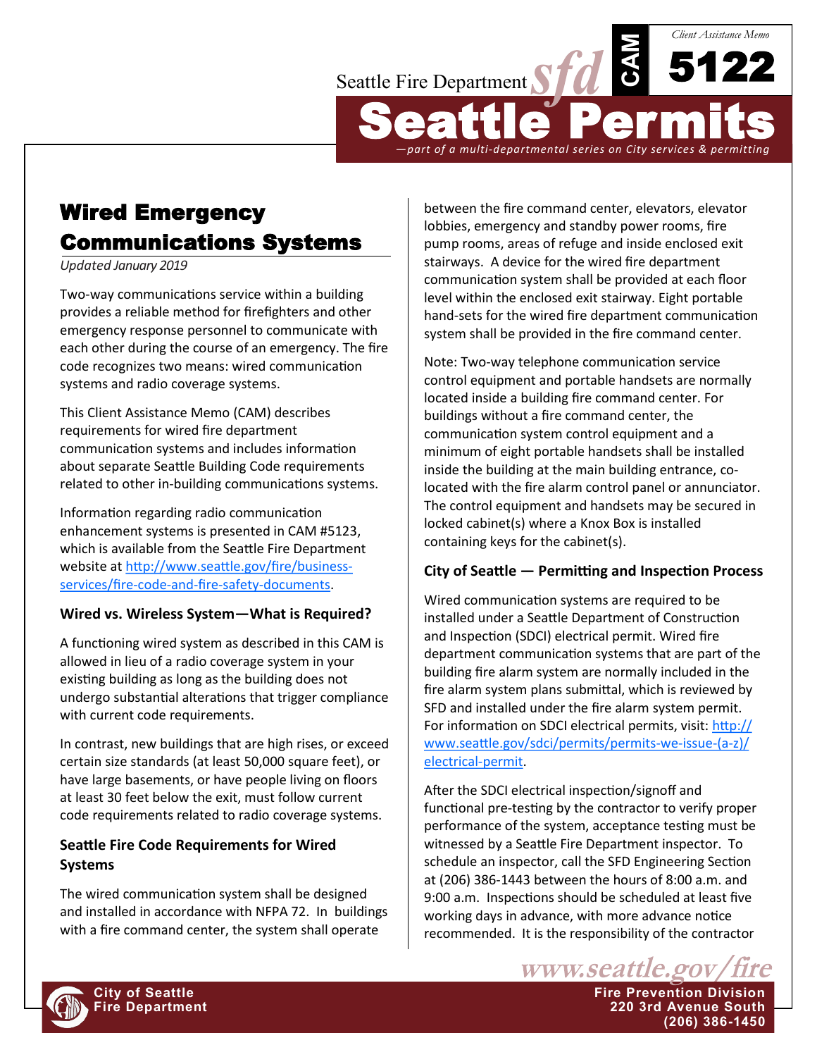Seattle Fire Department *sfd* **CAM 5122**

*Client Assistance Memo*

# Seattle Permits

*—part of a multi-departmental series on City services & permitting*

# Wired Emergency Communications Systems

*Updated January 2019*

Two-way communications service within a building provides a reliable method for firefighters and other emergency response personnel to communicate with each other during the course of an emergency. The fire code recognizes two means: wired communication systems and radio coverage systems.

This Client Assistance Memo (CAM) describes requirements for wired fire department communication systems and includes information about separate Seattle Building Code requirements related to other in-building communications systems.

Information regarding radio communication enhancement systems is presented in CAM #5123, which is available from the Seattle Fire Department website at http://www.seattle.gov/fire/business-services/fire-code-and-fire-safety-documents.

## Wired vs. Wireless System—What is Required?

A functioning wired system as described in this CAM is allowed in lieu of a radio coverage system in your existing building as long as the building does not undergo substantial alterations that trigger compliance with current code requirements.

In contrast, new buildings that are high rises, or exceed certain size standards (at least 50,000 square feet), or have large basements, or have people living on floors at least 30 feet below the exit, must follow current code requirements related to radio coverage systems.

## Seattle Fire Code Requirements for Wired Systems

The wired communication system shall be designed and installed in accordance with NFPA 72. In buildings with a fire command center, the system shall operate between the fire command center, elevators, elevator lobbies, emergency and standby power rooms, fire pump rooms, areas of refuge and inside enclosed exit stairways. A device for the wired fire department communication system shall be provided at each floor level within the enclosed exit stairway. Eight portable hand-sets for the wired fire department communication system shall be provided in the fire command center.

Note: Two-way telephone communication service control equipment and portable handsets are normally located inside a building fire command center. For buildings without a fire command center, the communication system control equipment and a minimum of eight portable handsets shall be installed inside the building at the main building entrance, co-located with the fire alarm control panel or annunciator. The control equipment and handsets may be secured in locked cabinet(s) where a Knox Box is installed containing keys for the cabinet(s).

## City of Seattle — Permitting and Inspection Process

Wired communication systems are required to be installed under a Seattle Department of Construction and Inspection (SDCI) electrical permit. Wired fire department communication systems that are part of the building fire alarm system are normally included in the fire alarm system plans submittal, which is reviewed by SFD and installed under the fire alarm system permit. For information on SDCI electrical permits, visit: http://www.seattle.gov/sdci/permits/permits-we-issue-(a-z)/electrical-permit.

After the SDCI electrical inspection/signoff and functional pre-testing by the contractor to verify proper performance of the system, acceptance testing must be witnessed by a Seattle Fire Department inspector. To schedule an inspector, call the SFD Engineering Section at (206) 386-1443 between the hours of 8:00 a.m. and 9:00 a.m. Inspections should be scheduled at least five working days in advance, with more advance notice recommended. It is the responsibility of the contractor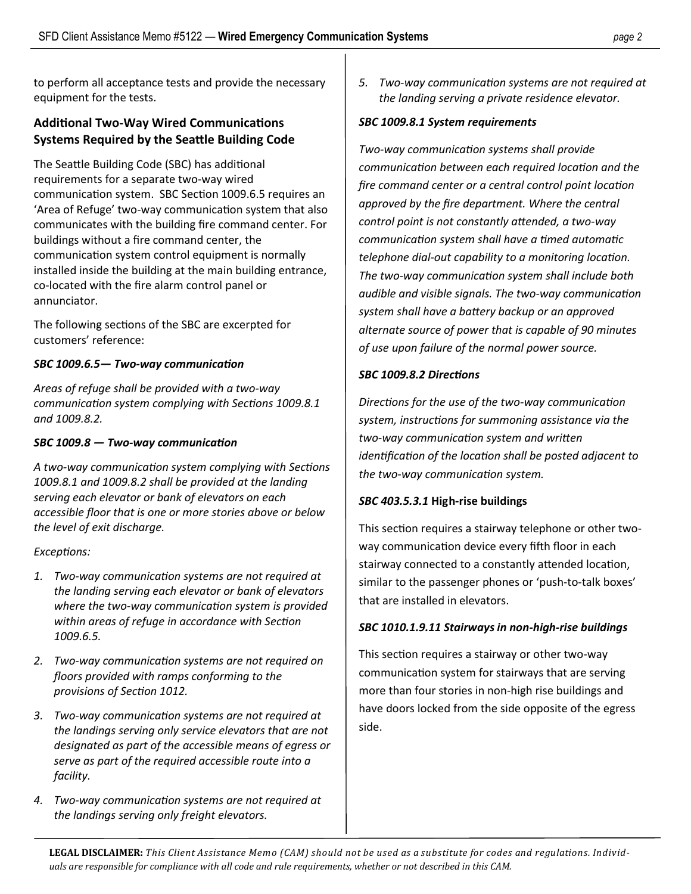to perform all acceptance tests and provide the necessary equipment for the tests.

## Additional Two-Way Wired Communications Systems Required by the Seattle Building Code

The Seattle Building Code (SBC) has additional requirements for a separate two-way wired communication system. SBC Section 1009.6.5 requires an 'Area of Refuge' two-way communication system that also communicates with the building fire command center. For buildings without a fire command center, the communication system control equipment is normally installed inside the building at the main building entrance, co-located with the fire alarm control panel or annunciator.

The following sections of the SBC are excerpted for customers' reference:

***SBC 1009.6.5— Two-way communication***

*Areas of refuge shall be provided with a two-way communication system complying with Sections 1009.8.1 and 1009.8.2.*

***SBC 1009.8 — Two-way communication***

*A two-way communication system complying with Sections 1009.8.1 and 1009.8.2 shall be provided at the landing serving each elevator or bank of elevators on each accessible floor that is one or more stories above or below the level of exit discharge.*

*Exceptions:*

1. *Two-way communication systems are not required at the landing serving each elevator or bank of elevators where the two-way communication system is provided within areas of refuge in accordance with Section 1009.6.5.*
2. *Two-way communication systems are not required on floors provided with ramps conforming to the provisions of Section 1012.*
3. *Two-way communication systems are not required at the landings serving only service elevators that are not designated as part of the accessible means of egress or serve as part of the required accessible route into a facility.*
4. *Two-way communication systems are not required at the landings serving only freight elevators.*
5. *Two-way communication systems are not required at the landing serving a private residence elevator.*

***SBC 1009.8.1 System requirements***

*Two-way communication systems shall provide communication between each required location and the fire command center or a central control point location approved by the fire department. Where the central control point is not constantly attended, a two-way communication system shall have a timed automatic telephone dial-out capability to a monitoring location. The two-way communication system shall include both audible and visible signals. The two-way communication system shall have a battery backup or an approved alternate source of power that is capable of 90 minutes of use upon failure of the normal power source.*

***SBC 1009.8.2 Directions***

*Directions for the use of the two-way communication system, instructions for summoning assistance via the two-way communication system and written identification of the location shall be posted adjacent to the two-way communication system.*

***SBC 403.5.3.1* High-rise buildings**

This section requires a stairway telephone or other two-way communication device every fifth floor in each stairway connected to a constantly attended location, similar to the passenger phones or 'push-to-talk boxes' that are installed in elevators.

***SBC 1010.1.9.11 Stairways in non-high-rise buildings***

This section requires a stairway or other two-way communication system for stairways that are serving more than four stories in non-high rise buildings and have doors locked from the side opposite of the egress side.

**LEGAL DISCLAIMER:** *This Client Assistance Memo (CAM) should not be used as a substitute for codes and regulations. Individuals are responsible for compliance with all code and rule requirements, whether or not described in this CAM.*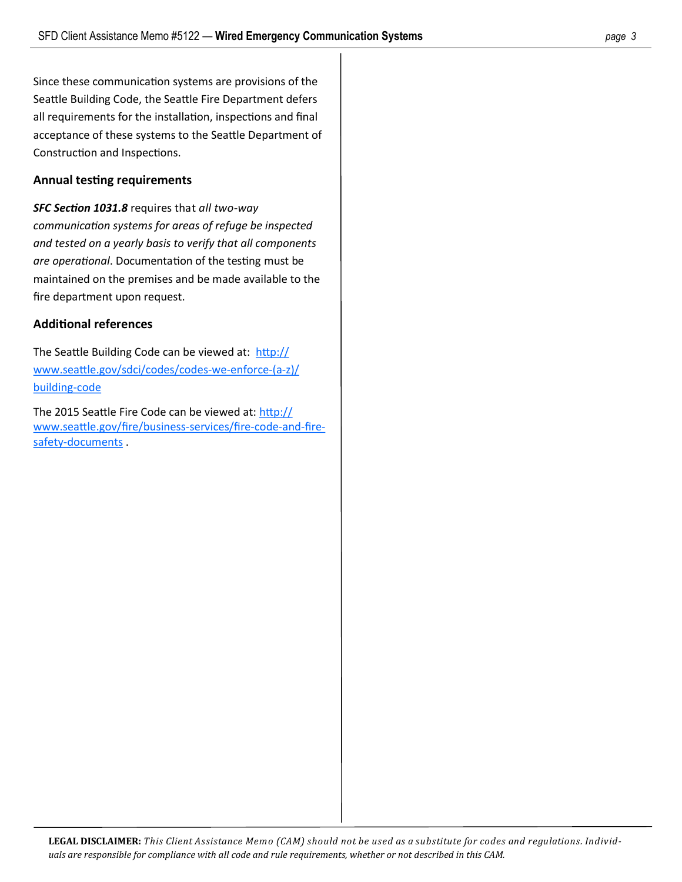Since these communication systems are provisions of the Seattle Building Code, the Seattle Fire Department defers all requirements for the installation, inspections and final acceptance of these systems to the Seattle Department of Construction and Inspections.

## Annual testing requirements

***SFC Section 1031.8*** requires that *all two-way communication systems for areas of refuge be inspected and tested on a yearly basis to verify that all components are operational*. Documentation of the testing must be maintained on the premises and be made available to the fire department upon request.

## Additional references

The Seattle Building Code can be viewed at: http://www.seattle.gov/sdci/codes/codes-we-enforce-(a-z)/building-code

The 2015 Seattle Fire Code can be viewed at: http://www.seattle.gov/fire/business-services/fire-code-and-fire-safety-documents .

**LEGAL DISCLAIMER:** *This Client Assistance Memo (CAM) should not be used as a substitute for codes and regulations. Individuals are responsible for compliance with all code and rule requirements, whether or not described in this CAM.*